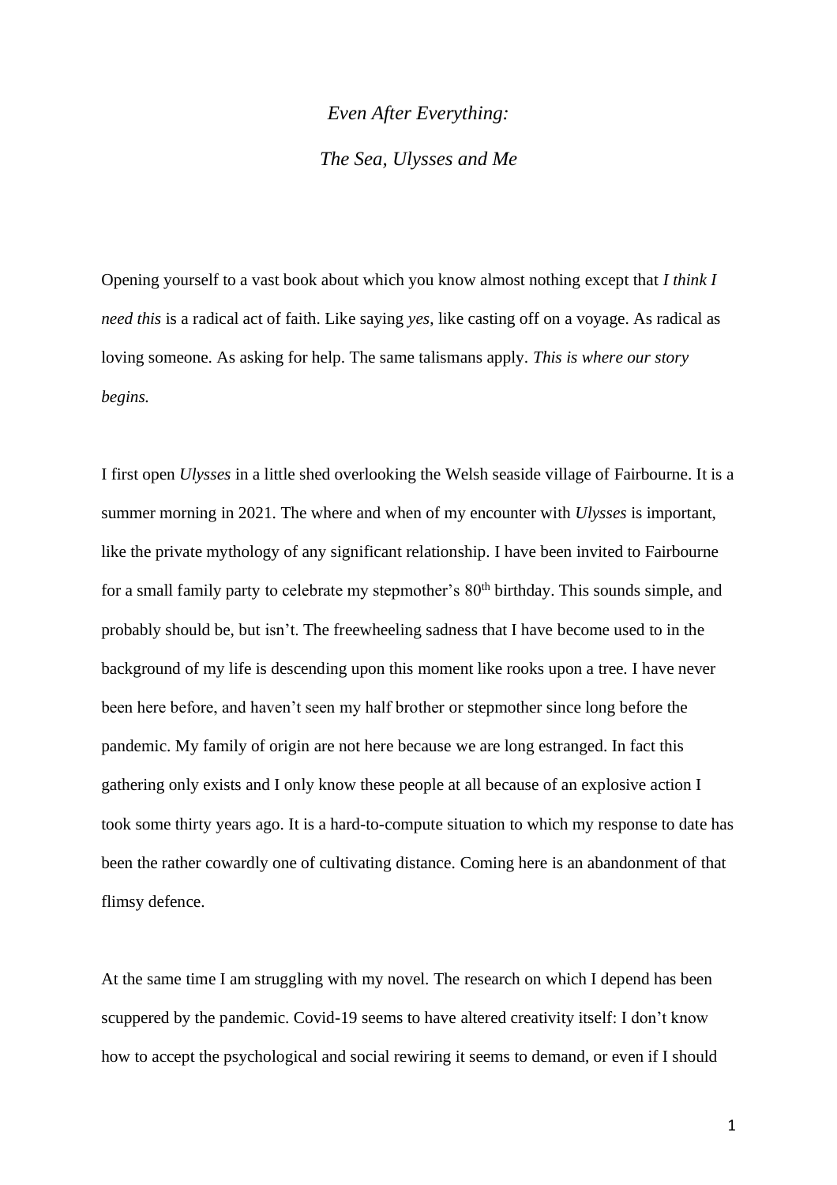# *Even After Everything: The Sea, Ulysses and Me*

Opening yourself to a vast book about which you know almost nothing except that *I think I need this* is a radical act of faith. Like saying *yes*, like casting off on a voyage. As radical as loving someone. As asking for help. The same talismans apply. *This is where our story begins.*

I first open *Ulysses* in a little shed overlooking the Welsh seaside village of Fairbourne. It is a summer morning in 2021. The where and when of my encounter with *Ulysses* is important, like the private mythology of any significant relationship. I have been invited to Fairbourne for a small family party to celebrate my stepmother's 80th birthday. This sounds simple, and probably should be, but isn't. The freewheeling sadness that I have become used to in the background of my life is descending upon this moment like rooks upon a tree. I have never been here before, and haven't seen my half brother or stepmother since long before the pandemic. My family of origin are not here because we are long estranged. In fact this gathering only exists and I only know these people at all because of an explosive action I took some thirty years ago. It is a hard-to-compute situation to which my response to date has been the rather cowardly one of cultivating distance. Coming here is an abandonment of that flimsy defence.

At the same time I am struggling with my novel. The research on which I depend has been scuppered by the pandemic. Covid-19 seems to have altered creativity itself: I don't know how to accept the psychological and social rewiring it seems to demand, or even if I should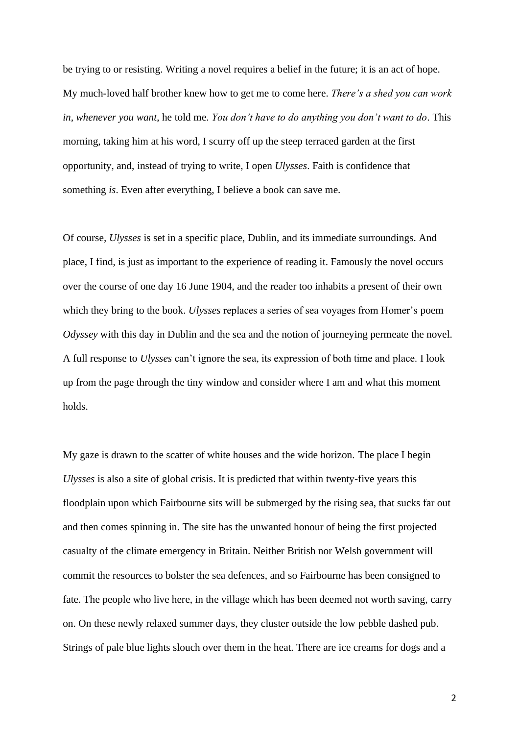be trying to or resisting. Writing a novel requires a belief in the future; it is an act of hope. My much-loved half brother knew how to get me to come here. *There's a shed you can work in, whenever you want*, he told me. *You don't have to do anything you don't want to do*. This morning, taking him at his word, I scurry off up the steep terraced garden at the first opportunity, and, instead of trying to write, I open *Ulysses*. Faith is confidence that something *is*. Even after everything, I believe a book can save me.

Of course, *Ulysses* is set in a specific place, Dublin, and its immediate surroundings. And place, I find, is just as important to the experience of reading it. Famously the novel occurs over the course of one day 16 June 1904, and the reader too inhabits a present of their own which they bring to the book. *Ulysses* replaces a series of sea voyages from Homer's poem *Odyssey* with this day in Dublin and the sea and the notion of journeying permeate the novel. A full response to *Ulysses* can't ignore the sea, its expression of both time and place. I look up from the page through the tiny window and consider where I am and what this moment holds.

My gaze is drawn to the scatter of white houses and the wide horizon. The place I begin *Ulysses* is also a site of global crisis. It is predicted that within twenty-five years this floodplain upon which Fairbourne sits will be submerged by the rising sea, that sucks far out and then comes spinning in. The site has the unwanted honour of being the first projected casualty of the climate emergency in Britain. Neither British nor Welsh government will commit the resources to bolster the sea defences, and so Fairbourne has been consigned to fate. The people who live here, in the village which has been deemed not worth saving, carry on. On these newly relaxed summer days, they cluster outside the low pebble dashed pub. Strings of pale blue lights slouch over them in the heat. There are ice creams for dogs and a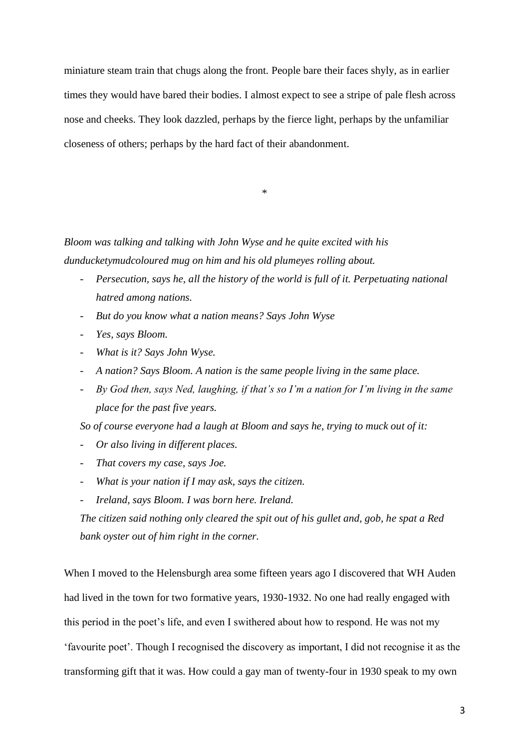miniature steam train that chugs along the front. People bare their faces shyly, as in earlier times they would have bared their bodies. I almost expect to see a stripe of pale flesh across nose and cheeks. They look dazzled, perhaps by the fierce light, perhaps by the unfamiliar closeness of others; perhaps by the hard fact of their abandonment.

*

*Bloom was talking and talking with John Wyse and he quite excited with his dunducketymudcoloured mug on him and his old plumeyes rolling about.*

- *Persecution, says he, all the history of the world is full of it. Perpetuating national hatred among nations.*
- *But do you know what a nation means? Says John Wyse*
- *Yes, says Bloom.*
- *What is it? Says John Wyse.*
- *A nation? Says Bloom. A nation is the same people living in the same place.*
- *By God then, says Ned, laughing, if that's so I'm a nation for I'm living in the same place for the past five years.*

*So of course everyone had a laugh at Bloom and says he, trying to muck out of it:*

- *Or also living in different places.*
- *That covers my case, says Joe.*
- *What is your nation if I may ask, says the citizen.*
- *Ireland, says Bloom. I was born here. Ireland.*

*The citizen said nothing only cleared the spit out of his gullet and, gob, he spat a Red bank oyster out of him right in the corner.*

When I moved to the Helensburgh area some fifteen years ago I discovered that WH Auden had lived in the town for two formative years, 1930-1932. No one had really engaged with this period in the poet's life, and even I swithered about how to respond. He was not my 'favourite poet'. Though I recognised the discovery as important, I did not recognise it as the transforming gift that it was. How could a gay man of twenty-four in 1930 speak to my own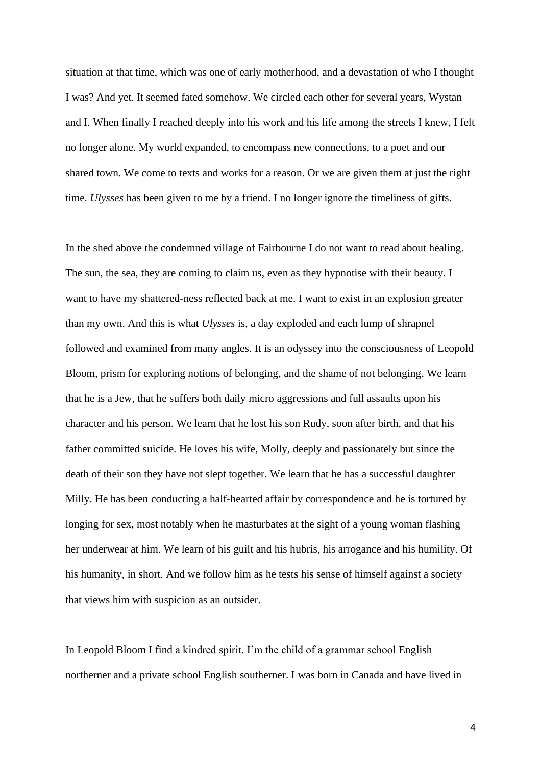situation at that time, which was one of early motherhood, and a devastation of who I thought I was? And yet. It seemed fated somehow. We circled each other for several years, Wystan and I. When finally I reached deeply into his work and his life among the streets I knew, I felt no longer alone. My world expanded, to encompass new connections, to a poet and our shared town. We come to texts and works for a reason. Or we are given them at just the right time. *Ulysses* has been given to me by a friend. I no longer ignore the timeliness of gifts.

In the shed above the condemned village of Fairbourne I do not want to read about healing. The sun, the sea, they are coming to claim us, even as they hypnotise with their beauty. I want to have my shattered-ness reflected back at me. I want to exist in an explosion greater than my own. And this is what *Ulysses* is, a day exploded and each lump of shrapnel followed and examined from many angles. It is an odyssey into the consciousness of Leopold Bloom, prism for exploring notions of belonging, and the shame of not belonging. We learn that he is a Jew, that he suffers both daily micro aggressions and full assaults upon his character and his person. We learn that he lost his son Rudy, soon after birth, and that his father committed suicide. He loves his wife, Molly, deeply and passionately but since the death of their son they have not slept together. We learn that he has a successful daughter Milly. He has been conducting a half-hearted affair by correspondence and he is tortured by longing for sex, most notably when he masturbates at the sight of a young woman flashing her underwear at him. We learn of his guilt and his hubris, his arrogance and his humility. Of his humanity, in short. And we follow him as he tests his sense of himself against a society that views him with suspicion as an outsider.

In Leopold Bloom I find a kindred spirit. I'm the child of a grammar school English northerner and a private school English southerner. I was born in Canada and have lived in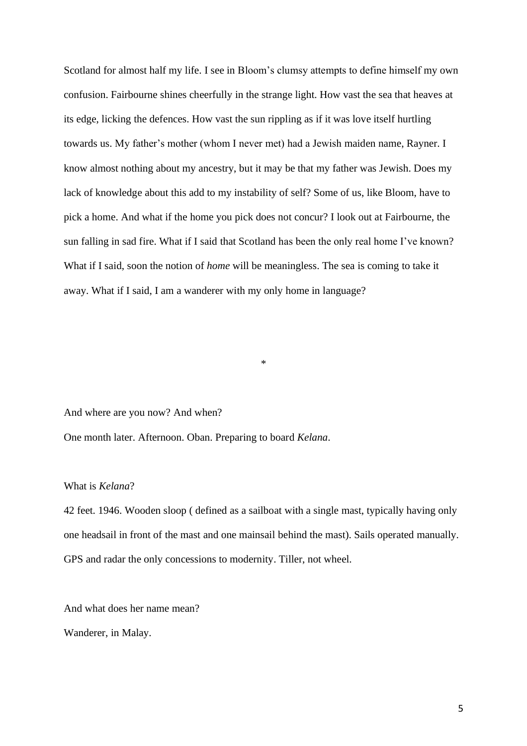Scotland for almost half my life. I see in Bloom's clumsy attempts to define himself my own confusion. Fairbourne shines cheerfully in the strange light. How vast the sea that heaves at its edge, licking the defences. How vast the sun rippling as if it was love itself hurtling towards us. My father's mother (whom I never met) had a Jewish maiden name, Rayner. I know almost nothing about my ancestry, but it may be that my father was Jewish. Does my lack of knowledge about this add to my instability of self? Some of us, like Bloom, have to pick a home. And what if the home you pick does not concur? I look out at Fairbourne, the sun falling in sad fire. What if I said that Scotland has been the only real home I've known? What if I said, soon the notion of *home* will be meaningless. The sea is coming to take it away. What if I said, I am a wanderer with my only home in language?

*

And where are you now? And when?

One month later. Afternoon. Oban. Preparing to board *Kelana*.

What is *Kelana*?

42 feet. 1946. Wooden sloop ( defined as a sailboat with a single mast, typically having only one headsail in front of the mast and one mainsail behind the mast). Sails operated manually. GPS and radar the only concessions to modernity. Tiller, not wheel.

And what does her name mean?

Wanderer, in Malay.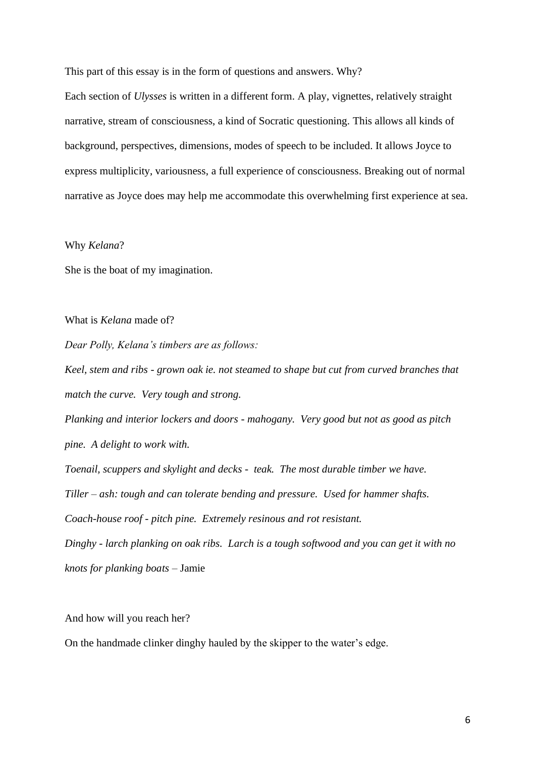This part of this essay is in the form of questions and answers. Why?

Each section of *Ulysses* is written in a different form. A play, vignettes, relatively straight narrative, stream of consciousness, a kind of Socratic questioning. This allows all kinds of background, perspectives, dimensions, modes of speech to be included. It allows Joyce to express multiplicity, variousness, a full experience of consciousness. Breaking out of normal narrative as Joyce does may help me accommodate this overwhelming first experience at sea.

Why *Kelana*?

She is the boat of my imagination.

What is *Kelana* made of?

*Dear Polly, Kelana's timbers are as follows:*

*Keel, stem and ribs - grown oak ie. not steamed to shape but cut from curved branches that match the curve. Very tough and strong.*

*Planking and interior lockers and doors - mahogany. Very good but not as good as pitch pine. A delight to work with.*

*Toenail, scuppers and skylight and decks - teak. The most durable timber we have.*

*Tiller – ash: tough and can tolerate bending and pressure. Used for hammer shafts.*

*Coach-house roof - pitch pine. Extremely resinous and rot resistant.*

*Dinghy - larch planking on oak ribs. Larch is a tough softwood and you can get it with no knots for planking boats* – Jamie

And how will you reach her?

On the handmade clinker dinghy hauled by the skipper to the water's edge.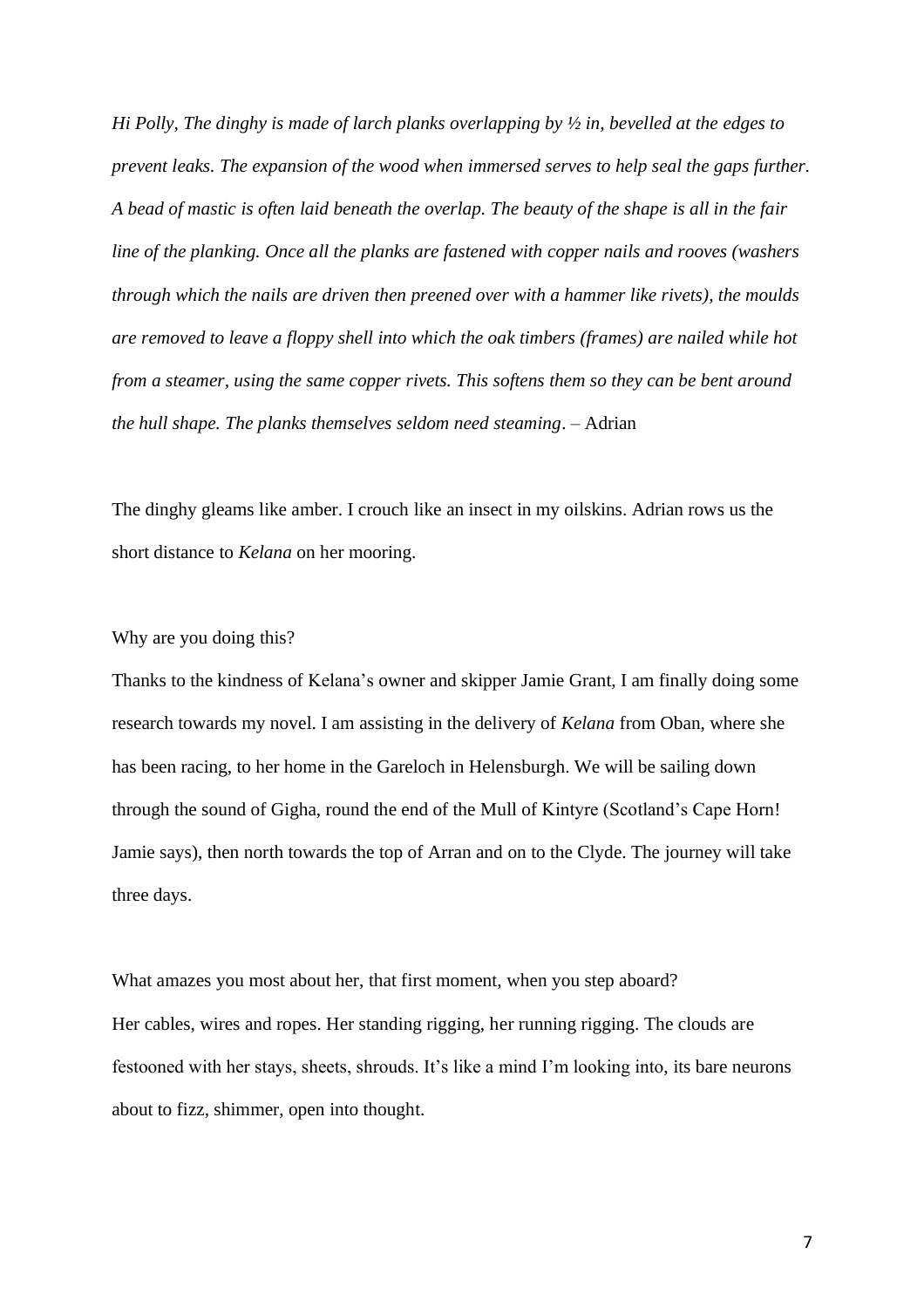*Hi Polly, The dinghy is made of larch planks overlapping by ½ in, bevelled at the edges to prevent leaks. The expansion of the wood when immersed serves to help seal the gaps further. A bead of mastic is often laid beneath the overlap. The beauty of the shape is all in the fair line of the planking. Once all the planks are fastened with copper nails and rooves (washers through which the nails are driven then preened over with a hammer like rivets), the moulds are removed to leave a floppy shell into which the oak timbers (frames) are nailed while hot from a steamer, using the same copper rivets. This softens them so they can be bent around the hull shape. The planks themselves seldom need steaming*. – Adrian

The dinghy gleams like amber. I crouch like an insect in my oilskins. Adrian rows us the short distance to *Kelana* on her mooring.

Why are you doing this?
Thanks to the kindness of Kelana's owner and skipper Jamie Grant, I am finally doing some research towards my novel. I am assisting in the delivery of *Kelana* from Oban, where she has been racing, to her home in the Gareloch in Helensburgh. We will be sailing down through the sound of Gigha, round the end of the Mull of Kintyre (Scotland's Cape Horn! Jamie says), then north towards the top of Arran and on to the Clyde. The journey will take three days.

What amazes you most about her, that first moment, when you step aboard?
Her cables, wires and ropes. Her standing rigging, her running rigging. The clouds are festooned with her stays, sheets, shrouds. It's like a mind I'm looking into, its bare neurons about to fizz, shimmer, open into thought.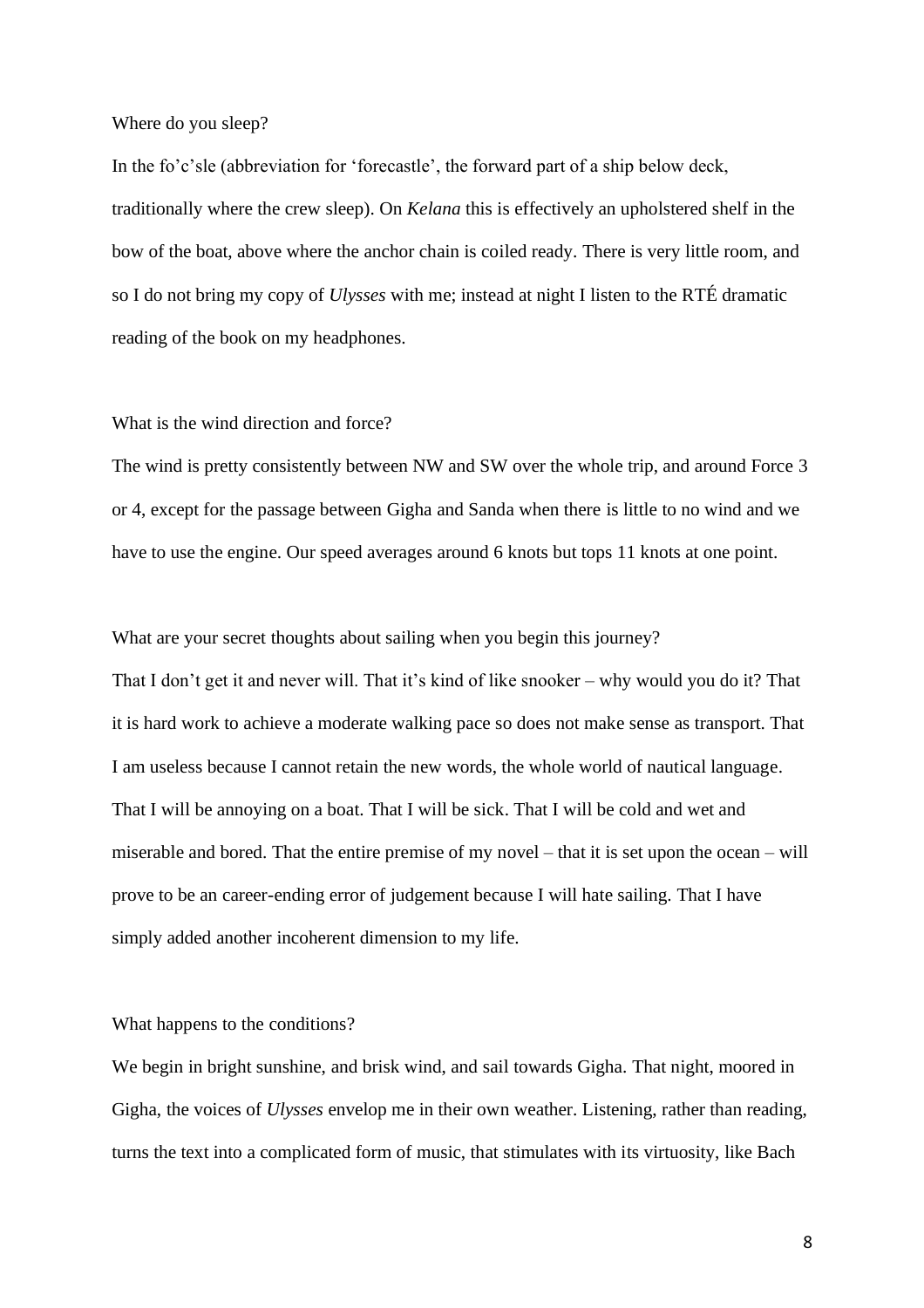Where do you sleep?

In the fo'c'sle (abbreviation for 'forecastle', the forward part of a ship below deck, traditionally where the crew sleep). On *Kelana* this is effectively an upholstered shelf in the bow of the boat, above where the anchor chain is coiled ready. There is very little room, and so I do not bring my copy of *Ulysses* with me; instead at night I listen to the RTÉ dramatic reading of the book on my headphones.

What is the wind direction and force?

The wind is pretty consistently between NW and SW over the whole trip, and around Force 3 or 4, except for the passage between Gigha and Sanda when there is little to no wind and we have to use the engine. Our speed averages around 6 knots but tops 11 knots at one point.

What are your secret thoughts about sailing when you begin this journey?

That I don't get it and never will. That it's kind of like snooker – why would you do it? That it is hard work to achieve a moderate walking pace so does not make sense as transport. That I am useless because I cannot retain the new words, the whole world of nautical language. That I will be annoying on a boat. That I will be sick. That I will be cold and wet and miserable and bored. That the entire premise of my novel – that it is set upon the ocean – will prove to be an career-ending error of judgement because I will hate sailing. That I have simply added another incoherent dimension to my life.

What happens to the conditions?

We begin in bright sunshine, and brisk wind, and sail towards Gigha. That night, moored in Gigha, the voices of *Ulysses* envelop me in their own weather. Listening, rather than reading, turns the text into a complicated form of music, that stimulates with its virtuosity, like Bach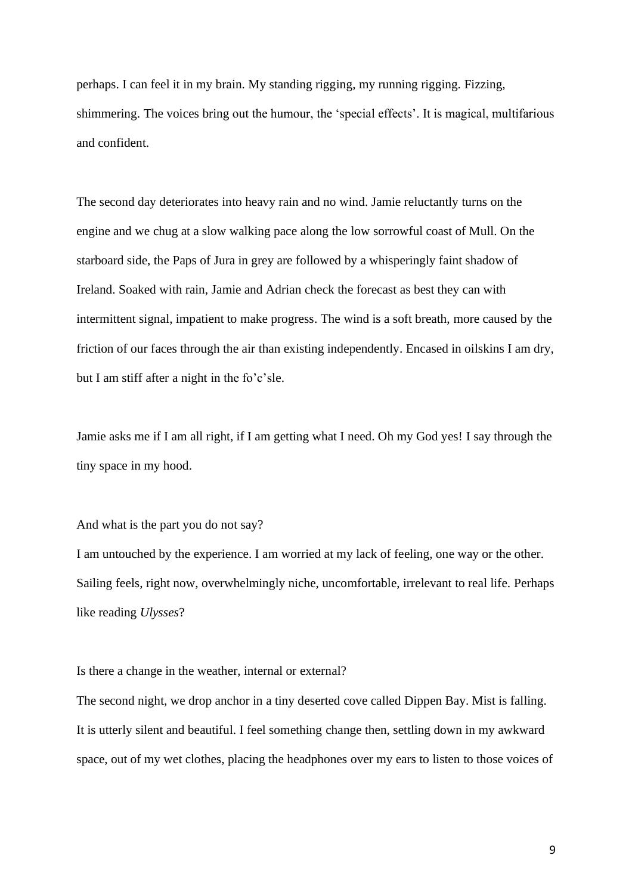perhaps. I can feel it in my brain. My standing rigging, my running rigging. Fizzing, shimmering. The voices bring out the humour, the 'special effects'. It is magical, multifarious and confident.

The second day deteriorates into heavy rain and no wind. Jamie reluctantly turns on the engine and we chug at a slow walking pace along the low sorrowful coast of Mull. On the starboard side, the Paps of Jura in grey are followed by a whisperingly faint shadow of Ireland. Soaked with rain, Jamie and Adrian check the forecast as best they can with intermittent signal, impatient to make progress. The wind is a soft breath, more caused by the friction of our faces through the air than existing independently. Encased in oilskins I am dry, but I am stiff after a night in the fo'c'sle.

Jamie asks me if I am all right, if I am getting what I need. Oh my God yes! I say through the tiny space in my hood.

And what is the part you do not say?
I am untouched by the experience. I am worried at my lack of feeling, one way or the other. Sailing feels, right now, overwhelmingly niche, uncomfortable, irrelevant to real life. Perhaps like reading *Ulysses*?

Is there a change in the weather, internal or external?
The second night, we drop anchor in a tiny deserted cove called Dippen Bay. Mist is falling. It is utterly silent and beautiful. I feel something change then, settling down in my awkward space, out of my wet clothes, placing the headphones over my ears to listen to those voices of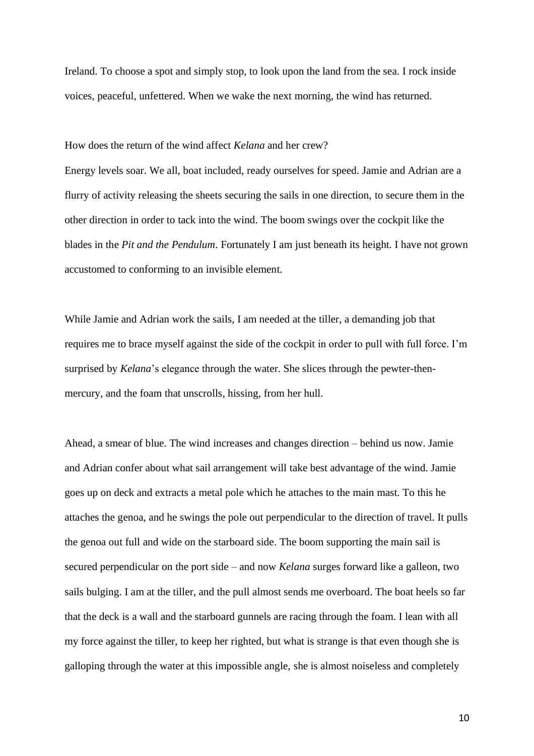Ireland. To choose a spot and simply stop, to look upon the land from the sea. I rock inside voices, peaceful, unfettered. When we wake the next morning, the wind has returned.

How does the return of the wind affect *Kelana* and her crew?

Energy levels soar. We all, boat included, ready ourselves for speed. Jamie and Adrian are a flurry of activity releasing the sheets securing the sails in one direction, to secure them in the other direction in order to tack into the wind. The boom swings over the cockpit like the blades in the *Pit and the Pendulum*. Fortunately I am just beneath its height. I have not grown accustomed to conforming to an invisible element.

While Jamie and Adrian work the sails, I am needed at the tiller, a demanding job that requires me to brace myself against the side of the cockpit in order to pull with full force. I'm surprised by *Kelana*'s elegance through the water. She slices through the pewter-then-mercury, and the foam that unscrolls, hissing, from her hull.

Ahead, a smear of blue. The wind increases and changes direction – behind us now. Jamie and Adrian confer about what sail arrangement will take best advantage of the wind. Jamie goes up on deck and extracts a metal pole which he attaches to the main mast. To this he attaches the genoa, and he swings the pole out perpendicular to the direction of travel. It pulls the genoa out full and wide on the starboard side. The boom supporting the main sail is secured perpendicular on the port side – and now *Kelana* surges forward like a galleon, two sails bulging. I am at the tiller, and the pull almost sends me overboard. The boat heels so far that the deck is a wall and the starboard gunnels are racing through the foam. I lean with all my force against the tiller, to keep her righted, but what is strange is that even though she is galloping through the water at this impossible angle, she is almost noiseless and completely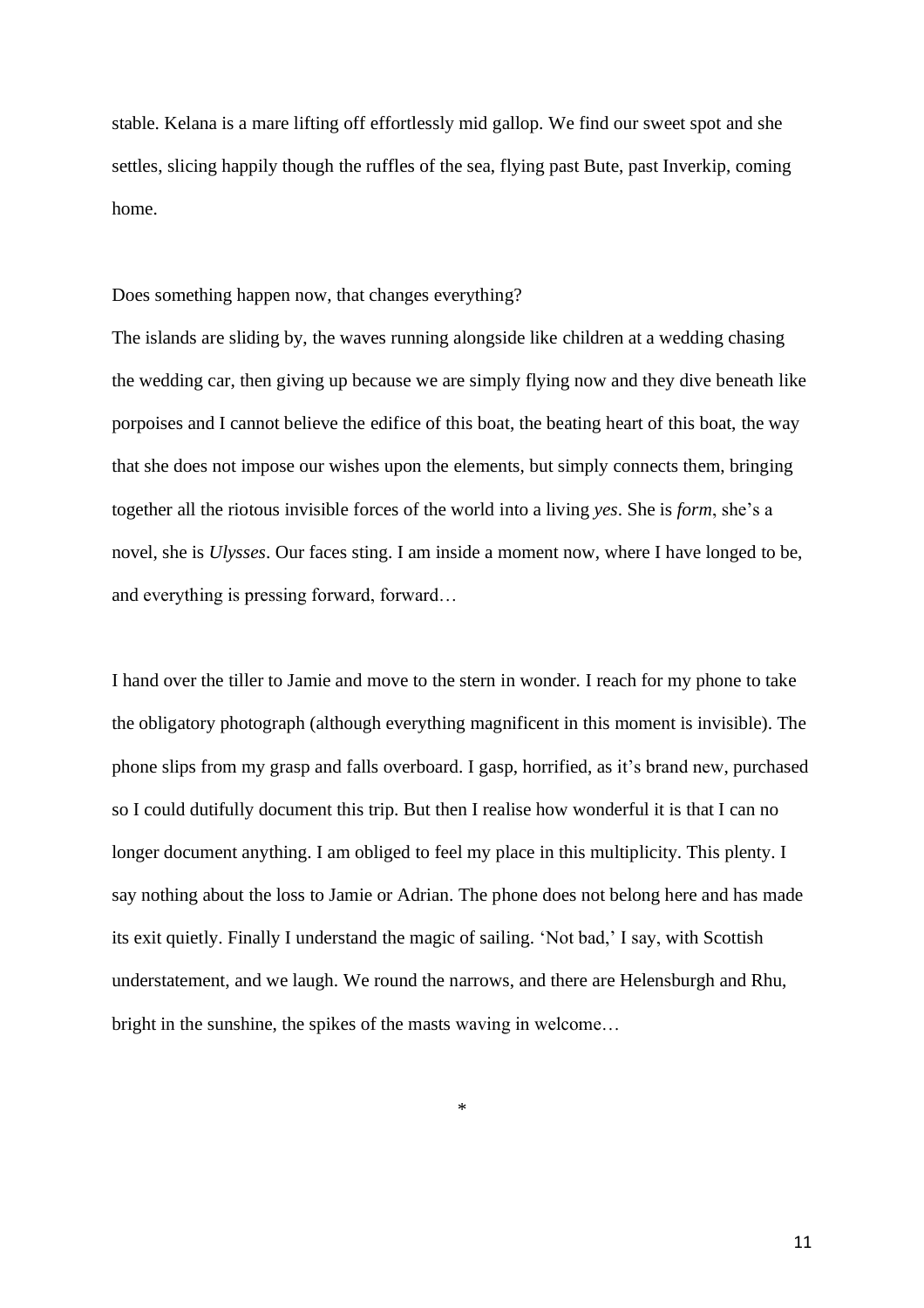stable. Kelana is a mare lifting off effortlessly mid gallop. We find our sweet spot and she settles, slicing happily though the ruffles of the sea, flying past Bute, past Inverkip, coming home.

Does something happen now, that changes everything?

The islands are sliding by, the waves running alongside like children at a wedding chasing the wedding car, then giving up because we are simply flying now and they dive beneath like porpoises and I cannot believe the edifice of this boat, the beating heart of this boat, the way that she does not impose our wishes upon the elements, but simply connects them, bringing together all the riotous invisible forces of the world into a living *yes*. She is *form*, she's a novel, she is *Ulysses*. Our faces sting. I am inside a moment now, where I have longed to be, and everything is pressing forward, forward…

I hand over the tiller to Jamie and move to the stern in wonder. I reach for my phone to take the obligatory photograph (although everything magnificent in this moment is invisible). The phone slips from my grasp and falls overboard. I gasp, horrified, as it's brand new, purchased so I could dutifully document this trip. But then I realise how wonderful it is that I can no longer document anything. I am obliged to feel my place in this multiplicity. This plenty. I say nothing about the loss to Jamie or Adrian. The phone does not belong here and has made its exit quietly. Finally I understand the magic of sailing. 'Not bad,' I say, with Scottish understatement, and we laugh. We round the narrows, and there are Helensburgh and Rhu, bright in the sunshine, the spikes of the masts waving in welcome…

*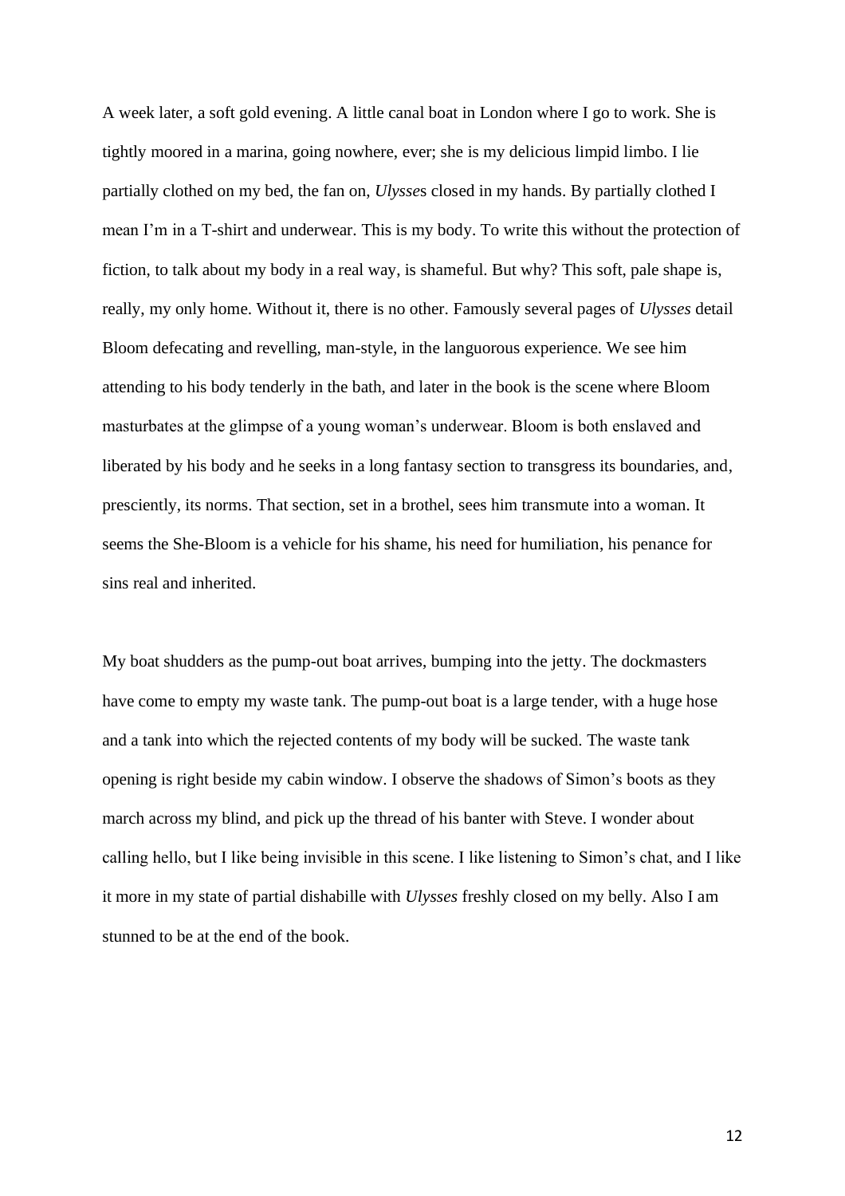A week later, a soft gold evening. A little canal boat in London where I go to work. She is tightly moored in a marina, going nowhere, ever; she is my delicious limpid limbo. I lie partially clothed on my bed, the fan on, *Ulysse*s closed in my hands. By partially clothed I mean I'm in a T-shirt and underwear. This is my body. To write this without the protection of fiction, to talk about my body in a real way, is shameful. But why? This soft, pale shape is, really, my only home. Without it, there is no other. Famously several pages of *Ulysses* detail Bloom defecating and revelling, man-style, in the languorous experience. We see him attending to his body tenderly in the bath, and later in the book is the scene where Bloom masturbates at the glimpse of a young woman's underwear. Bloom is both enslaved and liberated by his body and he seeks in a long fantasy section to transgress its boundaries, and, presciently, its norms. That section, set in a brothel, sees him transmute into a woman. It seems the She-Bloom is a vehicle for his shame, his need for humiliation, his penance for sins real and inherited.

My boat shudders as the pump-out boat arrives, bumping into the jetty. The dockmasters have come to empty my waste tank. The pump-out boat is a large tender, with a huge hose and a tank into which the rejected contents of my body will be sucked. The waste tank opening is right beside my cabin window. I observe the shadows of Simon's boots as they march across my blind, and pick up the thread of his banter with Steve. I wonder about calling hello, but I like being invisible in this scene. I like listening to Simon's chat, and I like it more in my state of partial dishabille with *Ulysses* freshly closed on my belly. Also I am stunned to be at the end of the book.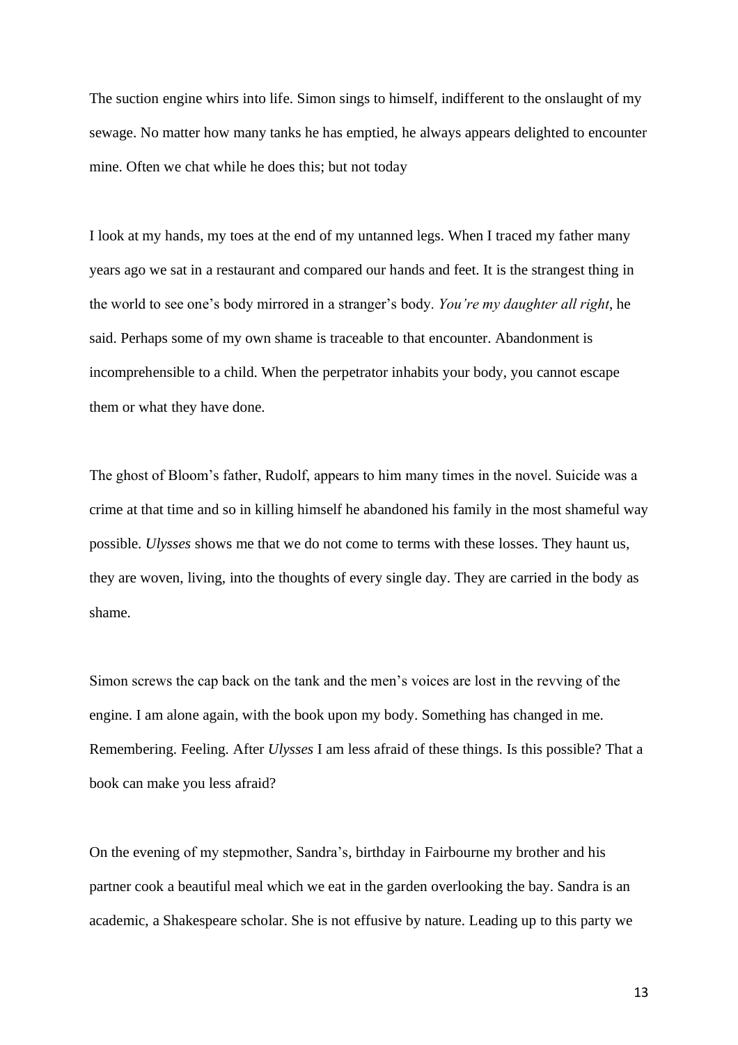The suction engine whirs into life. Simon sings to himself, indifferent to the onslaught of my sewage. No matter how many tanks he has emptied, he always appears delighted to encounter mine. Often we chat while he does this; but not today

I look at my hands, my toes at the end of my untanned legs. When I traced my father many years ago we sat in a restaurant and compared our hands and feet. It is the strangest thing in the world to see one's body mirrored in a stranger's body. *You're my daughter all right*, he said. Perhaps some of my own shame is traceable to that encounter. Abandonment is incomprehensible to a child. When the perpetrator inhabits your body, you cannot escape them or what they have done.

The ghost of Bloom's father, Rudolf, appears to him many times in the novel. Suicide was a crime at that time and so in killing himself he abandoned his family in the most shameful way possible. *Ulysses* shows me that we do not come to terms with these losses. They haunt us, they are woven, living, into the thoughts of every single day. They are carried in the body as shame.

Simon screws the cap back on the tank and the men's voices are lost in the revving of the engine. I am alone again, with the book upon my body. Something has changed in me. Remembering. Feeling. After *Ulysses* I am less afraid of these things. Is this possible? That a book can make you less afraid?

On the evening of my stepmother, Sandra's, birthday in Fairbourne my brother and his partner cook a beautiful meal which we eat in the garden overlooking the bay. Sandra is an academic, a Shakespeare scholar. She is not effusive by nature. Leading up to this party we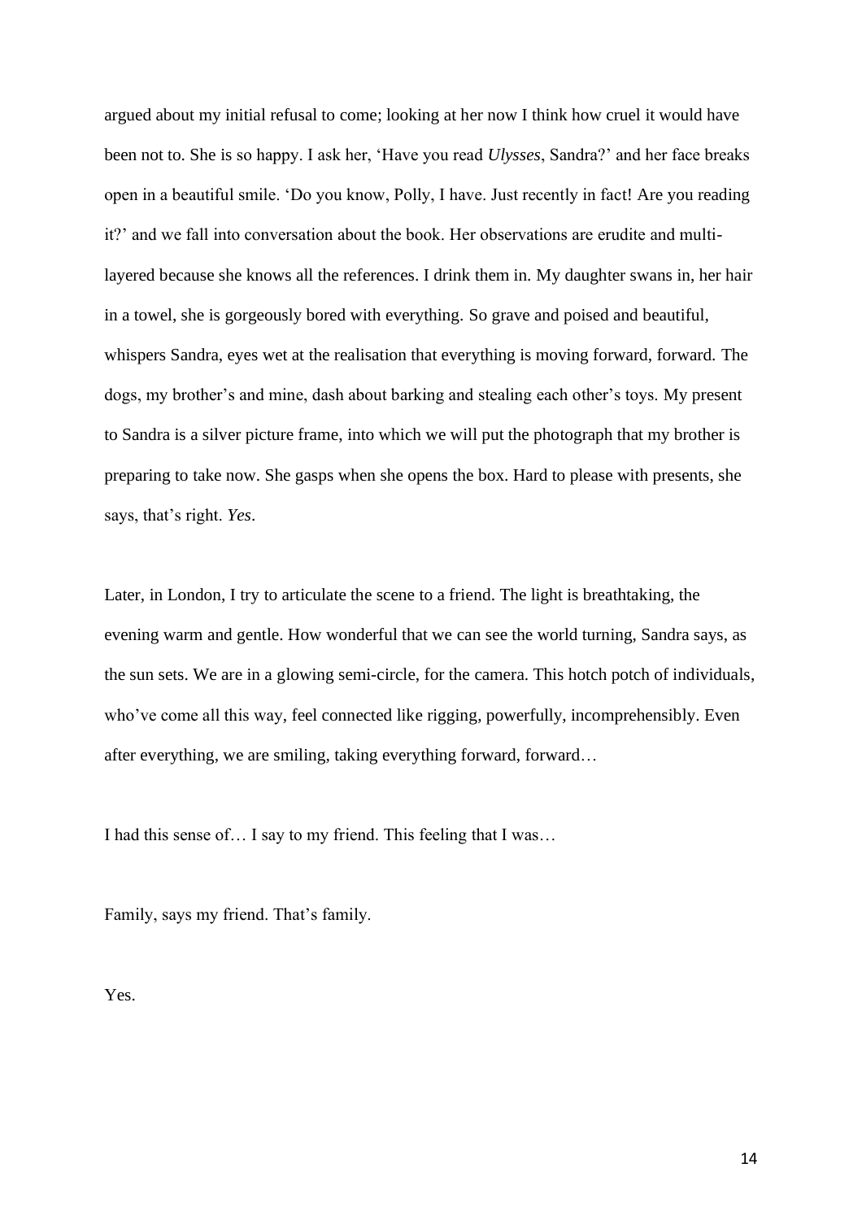argued about my initial refusal to come; looking at her now I think how cruel it would have been not to. She is so happy. I ask her, 'Have you read *Ulysses*, Sandra?' and her face breaks open in a beautiful smile. 'Do you know, Polly, I have. Just recently in fact! Are you reading it?' and we fall into conversation about the book. Her observations are erudite and multi-layered because she knows all the references. I drink them in. My daughter swans in, her hair in a towel, she is gorgeously bored with everything. So grave and poised and beautiful, whispers Sandra, eyes wet at the realisation that everything is moving forward, forward. The dogs, my brother's and mine, dash about barking and stealing each other's toys. My present to Sandra is a silver picture frame, into which we will put the photograph that my brother is preparing to take now. She gasps when she opens the box. Hard to please with presents, she says, that's right. *Yes*.

Later, in London, I try to articulate the scene to a friend. The light is breathtaking, the evening warm and gentle. How wonderful that we can see the world turning, Sandra says, as the sun sets. We are in a glowing semi-circle, for the camera. This hotch potch of individuals, who've come all this way, feel connected like rigging, powerfully, incomprehensibly. Even after everything, we are smiling, taking everything forward, forward…

I had this sense of… I say to my friend. This feeling that I was…

Family, says my friend. That's family.

Yes.